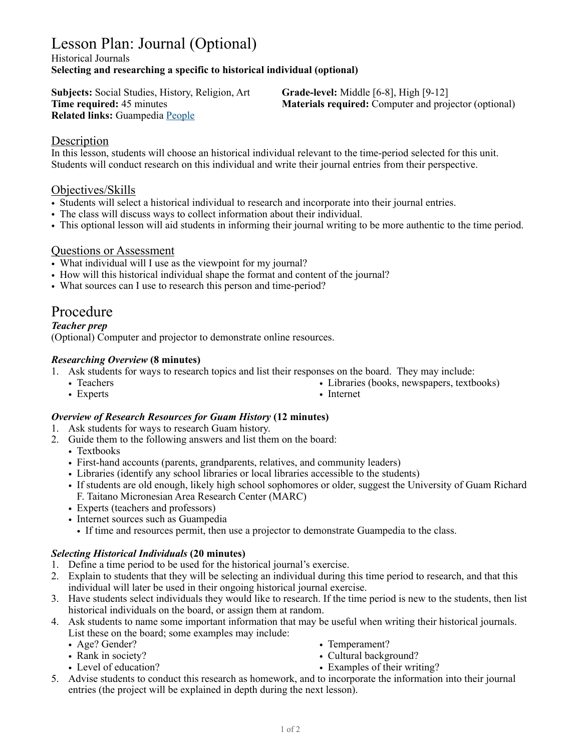# Lesson Plan: Journal (Optional)

Historical Journals

**Selecting and researching a specific to historical individual (optional)**

**Subjects:** Social Studies, History, Religion, Art
**Time required:** 45 minutes
**Related links:** Guampedia People
**Grade-level:** Middle [6-8], High [9-12]
**Materials required:** Computer and projector (optional)

## Description

In this lesson, students will choose an historical individual relevant to the time-period selected for this unit. Students will conduct research on this individual and write their journal entries from their perspective.

## Objectives/Skills

- Students will select a historical individual to research and incorporate into their journal entries.
- The class will discuss ways to collect information about their individual.
- This optional lesson will aid students in informing their journal writing to be more authentic to the time period.

## Questions or Assessment

- What individual will I use as the viewpoint for my journal?
- How will this historical individual shape the format and content of the journal?
- What sources can I use to research this person and time-period?

# Procedure

***Teacher prep***

(Optional) Computer and projector to demonstrate online resources.

***Researching Overview*** **(8 minutes)**

1. Ask students for ways to research topics and list their responses on the board. They may include:
   - Teachers
   - Experts
   - Libraries (books, newspapers, textbooks)
   - Internet

***Overview of Research Resources for Guam History*** **(12 minutes)**

1. Ask students for ways to research Guam history.
2. Guide them to the following answers and list them on the board:
   - Textbooks
   - First-hand accounts (parents, grandparents, relatives, and community leaders)
   - Libraries (identify any school libraries or local libraries accessible to the students)
   - If students are old enough, likely high school sophomores or older, suggest the University of Guam Richard F. Taitano Micronesian Area Research Center (MARC)
   - Experts (teachers and professors)
   - Internet sources such as Guampedia
     - If time and resources permit, then use a projector to demonstrate Guampedia to the class.

***Selecting Historical Individuals*** **(20 minutes)**

1. Define a time period to be used for the historical journal's exercise.
2. Explain to students that they will be selecting an individual during this time period to research, and that this individual will later be used in their ongoing historical journal exercise.
3. Have students select individuals they would like to research. If the time period is new to the students, then list historical individuals on the board, or assign them at random.
4. Ask students to name some important information that may be useful when writing their historical journals. List these on the board; some examples may include:
   - Age? Gender?
   - Rank in society?
   - Level of education?
   - Temperament?
   - Cultural background?
   - Examples of their writing?
5. Advise students to conduct this research as homework, and to incorporate the information into their journal entries (the project will be explained in depth during the next lesson).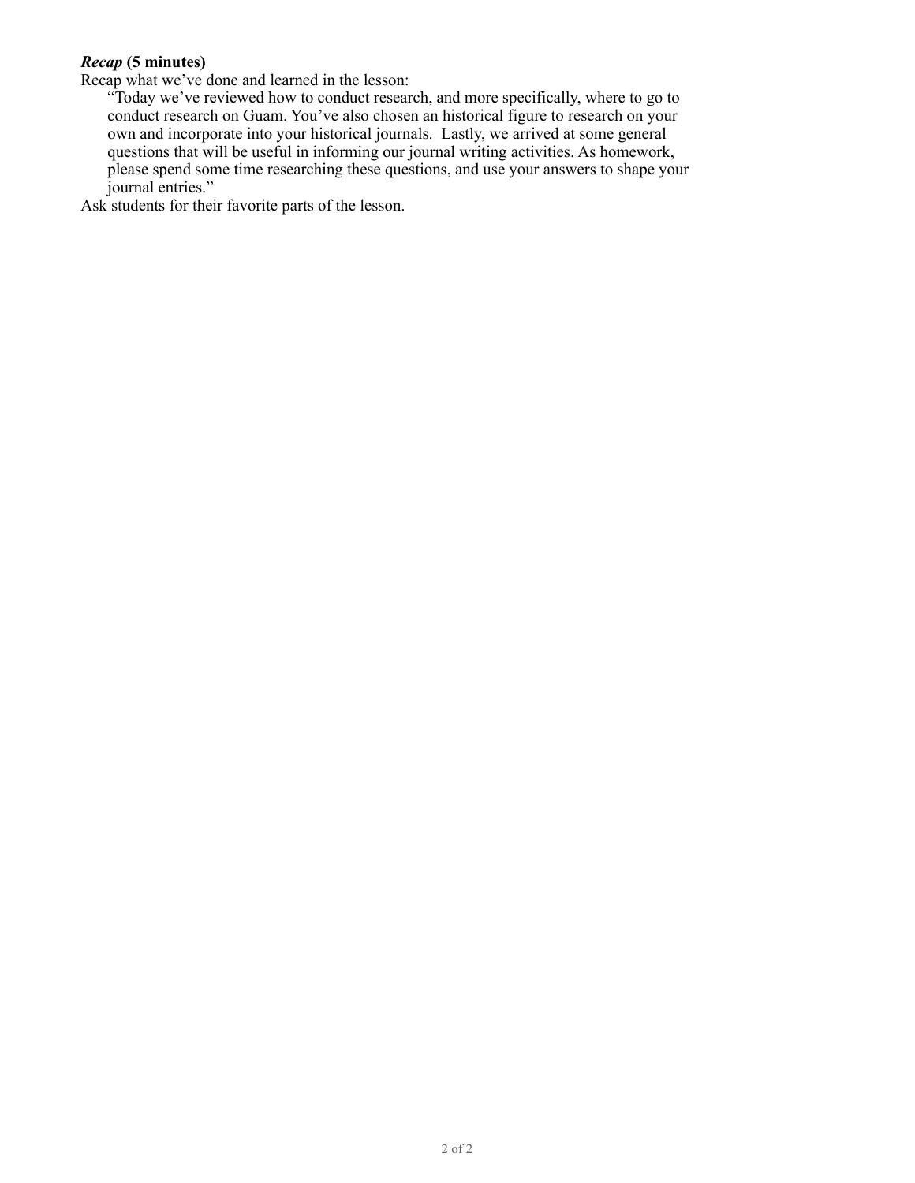***Recap*** **(5 minutes)**

Recap what we've done and learned in the lesson:

> "Today we've reviewed how to conduct research, and more specifically, where to go to conduct research on Guam. You've also chosen an historical figure to research on your own and incorporate into your historical journals. Lastly, we arrived at some general questions that will be useful in informing our journal writing activities. As homework, please spend some time researching these questions, and use your answers to shape your journal entries."

Ask students for their favorite parts of the lesson.